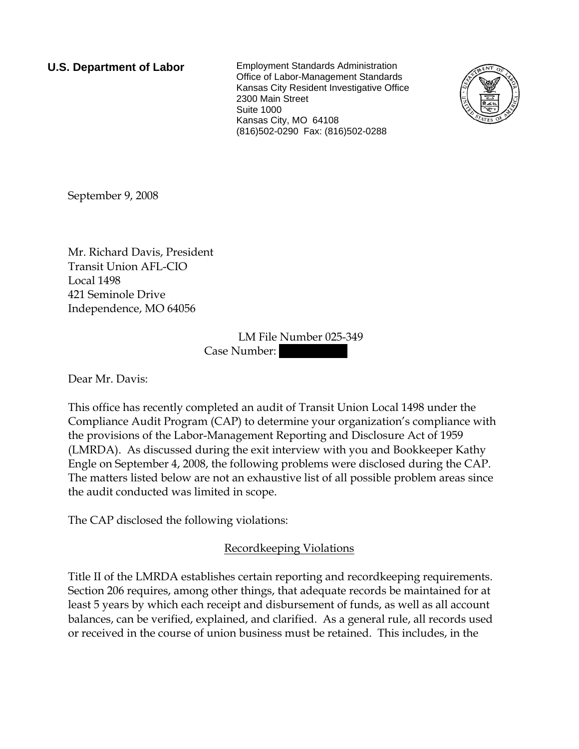**U.S. Department of Labor**

Employment Standards Administration
Office of Labor-Management Standards
Kansas City Resident Investigative Office
2300 Main Street
Suite 1000
Kansas City, MO 64108
(816)502-0290 Fax: (816)502-0288

September 9, 2008

Mr. Richard Davis, President
Transit Union AFL-CIO
Local 1498
421 Seminole Drive
Independence, MO 64056

LM File Number 025-349
Case Number: 

Dear Mr. Davis:

This office has recently completed an audit of Transit Union Local 1498 under the Compliance Audit Program (CAP) to determine your organization's compliance with the provisions of the Labor-Management Reporting and Disclosure Act of 1959 (LMRDA). As discussed during the exit interview with you and Bookkeeper Kathy Engle on September 4, 2008, the following problems were disclosed during the CAP. The matters listed below are not an exhaustive list of all possible problem areas since the audit conducted was limited in scope.

The CAP disclosed the following violations:

## Recordkeeping Violations

Title II of the LMRDA establishes certain reporting and recordkeeping requirements. Section 206 requires, among other things, that adequate records be maintained for at least 5 years by which each receipt and disbursement of funds, as well as all account balances, can be verified, explained, and clarified. As a general rule, all records used or received in the course of union business must be retained. This includes, in the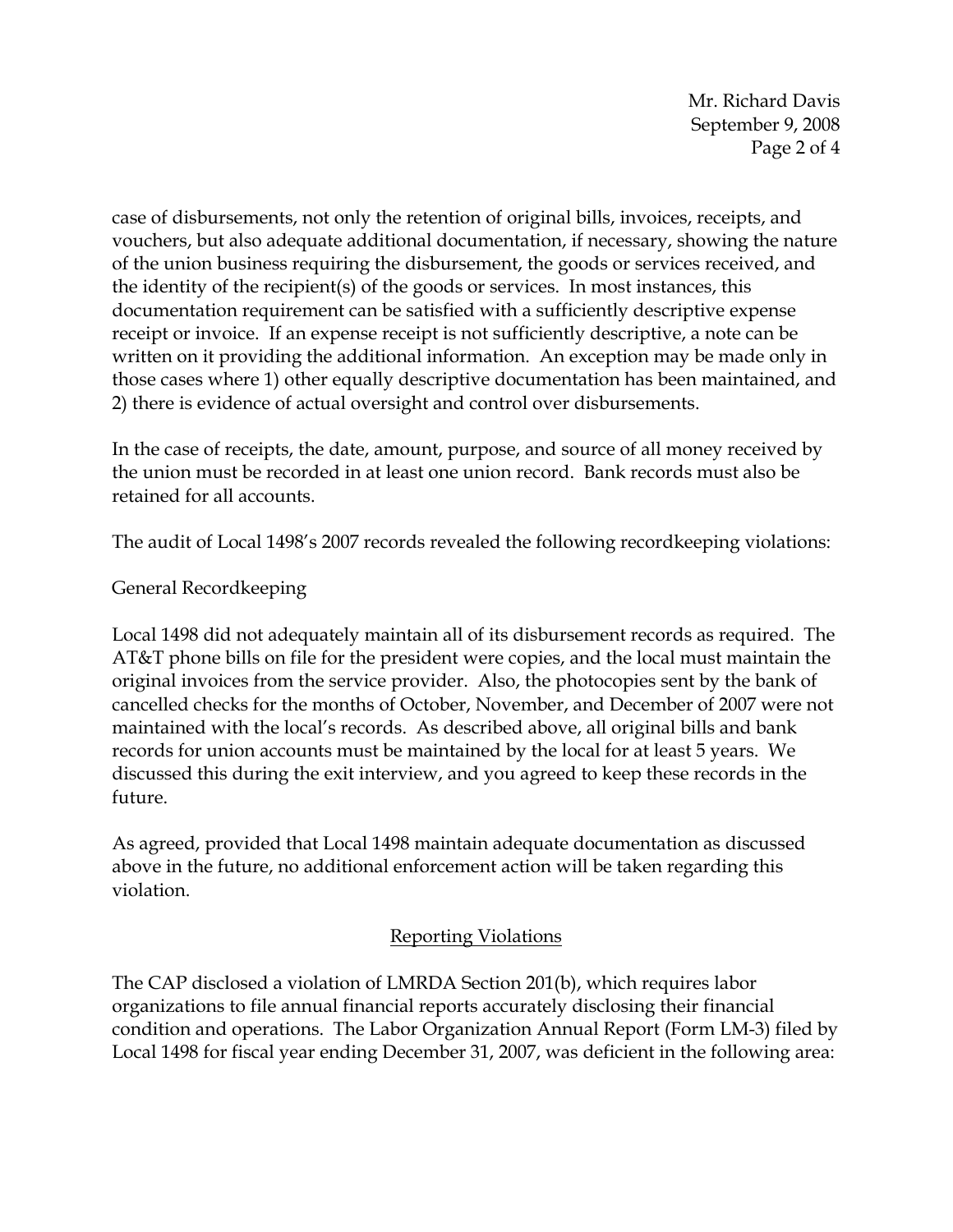case of disbursements, not only the retention of original bills, invoices, receipts, and vouchers, but also adequate additional documentation, if necessary, showing the nature of the union business requiring the disbursement, the goods or services received, and the identity of the recipient(s) of the goods or services. In most instances, this documentation requirement can be satisfied with a sufficiently descriptive expense receipt or invoice. If an expense receipt is not sufficiently descriptive, a note can be written on it providing the additional information. An exception may be made only in those cases where 1) other equally descriptive documentation has been maintained, and 2) there is evidence of actual oversight and control over disbursements.

In the case of receipts, the date, amount, purpose, and source of all money received by the union must be recorded in at least one union record. Bank records must also be retained for all accounts.

The audit of Local 1498's 2007 records revealed the following recordkeeping violations:

General Recordkeeping

Local 1498 did not adequately maintain all of its disbursement records as required. The AT&T phone bills on file for the president were copies, and the local must maintain the original invoices from the service provider. Also, the photocopies sent by the bank of cancelled checks for the months of October, November, and December of 2007 were not maintained with the local's records. As described above, all original bills and bank records for union accounts must be maintained by the local for at least 5 years. We discussed this during the exit interview, and you agreed to keep these records in the future.

As agreed, provided that Local 1498 maintain adequate documentation as discussed above in the future, no additional enforcement action will be taken regarding this violation.

## Reporting Violations

The CAP disclosed a violation of LMRDA Section 201(b), which requires labor organizations to file annual financial reports accurately disclosing their financial condition and operations. The Labor Organization Annual Report (Form LM-3) filed by Local 1498 for fiscal year ending December 31, 2007, was deficient in the following area: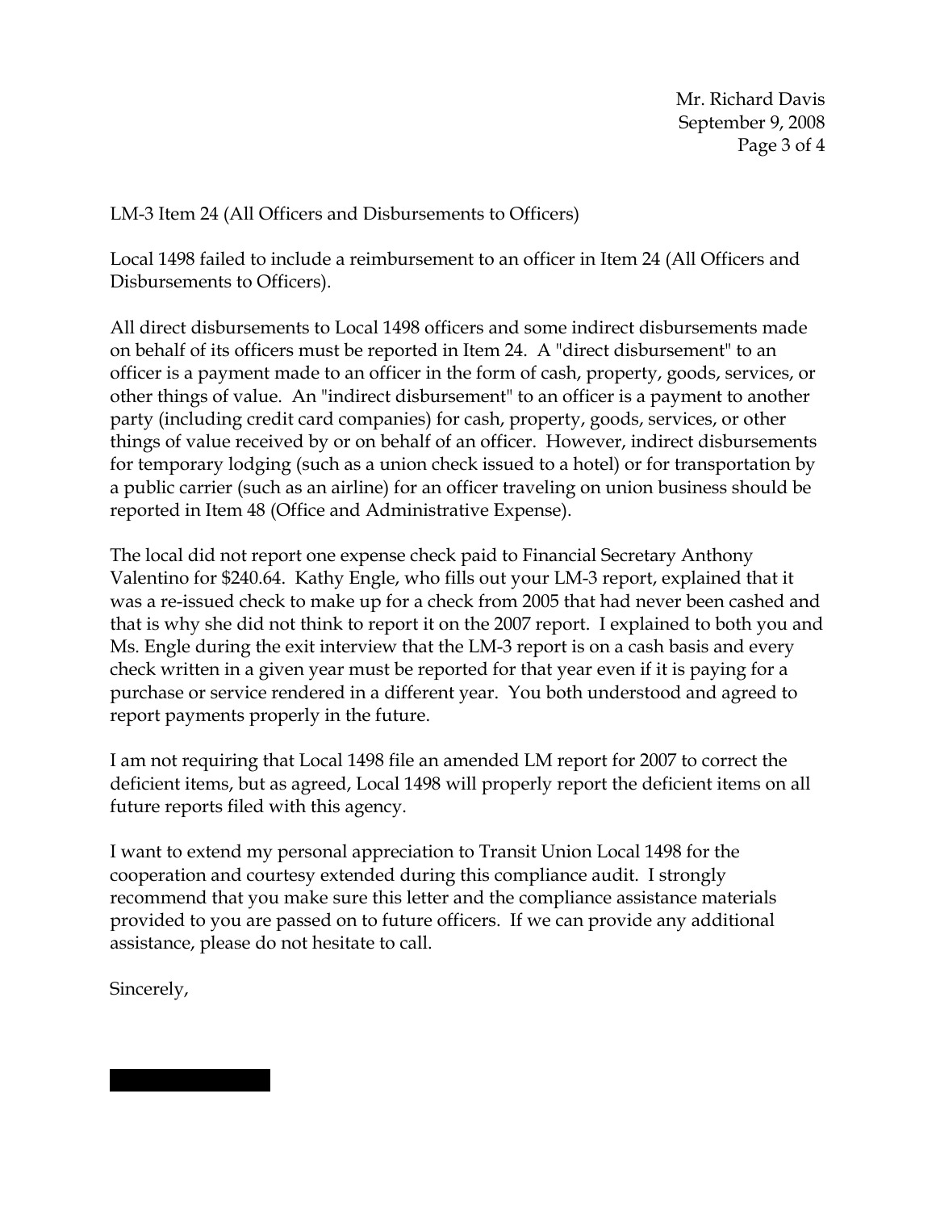LM-3 Item 24 (All Officers and Disbursements to Officers)

Local 1498 failed to include a reimbursement to an officer in Item 24 (All Officers and Disbursements to Officers).

All direct disbursements to Local 1498 officers and some indirect disbursements made on behalf of its officers must be reported in Item 24. A "direct disbursement" to an officer is a payment made to an officer in the form of cash, property, goods, services, or other things of value. An "indirect disbursement" to an officer is a payment to another party (including credit card companies) for cash, property, goods, services, or other things of value received by or on behalf of an officer. However, indirect disbursements for temporary lodging (such as a union check issued to a hotel) or for transportation by a public carrier (such as an airline) for an officer traveling on union business should be reported in Item 48 (Office and Administrative Expense).

The local did not report one expense check paid to Financial Secretary Anthony Valentino for $240.64. Kathy Engle, who fills out your LM-3 report, explained that it was a re-issued check to make up for a check from 2005 that had never been cashed and that is why she did not think to report it on the 2007 report. I explained to both you and Ms. Engle during the exit interview that the LM-3 report is on a cash basis and every check written in a given year must be reported for that year even if it is paying for a purchase or service rendered in a different year. You both understood and agreed to report payments properly in the future.

I am not requiring that Local 1498 file an amended LM report for 2007 to correct the deficient items, but as agreed, Local 1498 will properly report the deficient items on all future reports filed with this agency.

I want to extend my personal appreciation to Transit Union Local 1498 for the cooperation and courtesy extended during this compliance audit. I strongly recommend that you make sure this letter and the compliance assistance materials provided to you are passed on to future officers. If we can provide any additional assistance, please do not hesitate to call.

Sincerely,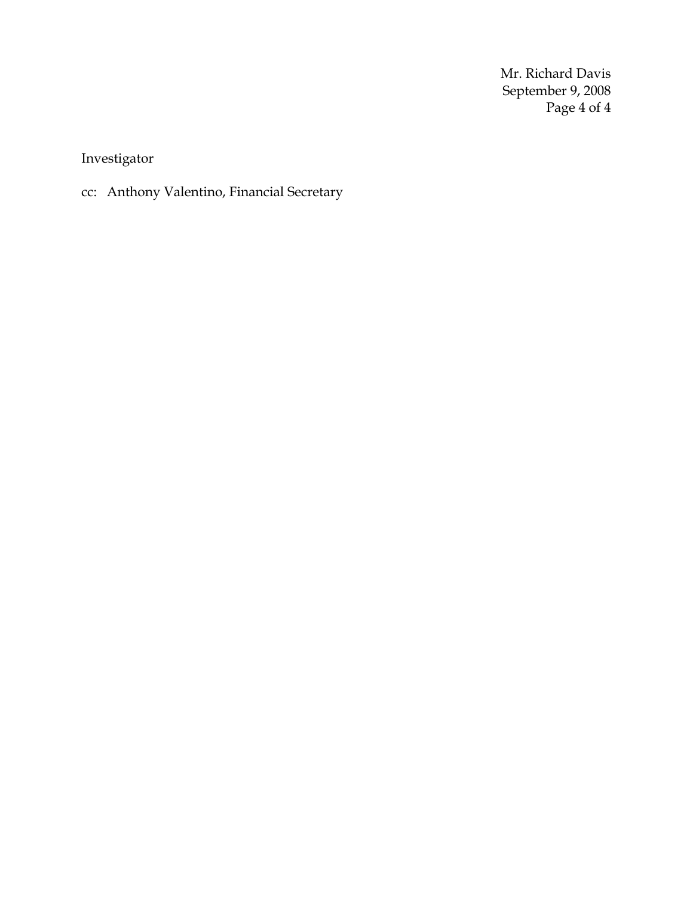Investigator

cc: Anthony Valentino, Financial Secretary